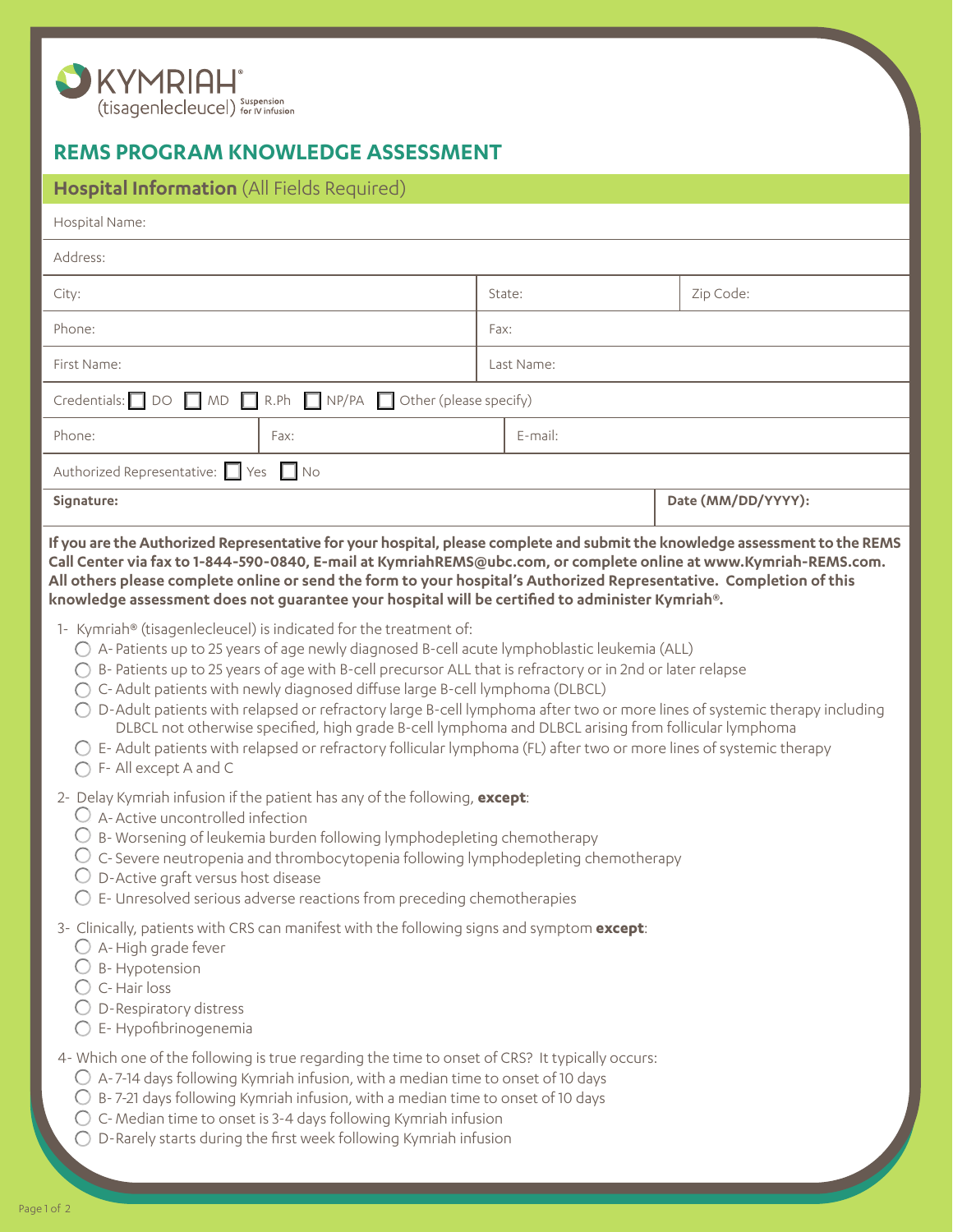KYMRIAH® (tisagenlecleucel) Suspension for IV infusion

# REMS PROGRAM KNOWLEDGE ASSESSMENT

## Hospital Information (All Fields Required)

| | | | |
|---|---|---|---|
| Hospital Name: | | | |
| Address: | | | |
| City: | | State: | Zip Code: |
| Phone: | | Fax: | |
| First Name: | | Last Name: | |
| Credentials: ☐ DO ☐ MD ☐ R.Ph ☐ NP/PA ☐ Other (please specify) | | | |
| Phone: | Fax: | E-mail: | |
| Authorized Representative: ☐ Yes ☐ No | | | |
| **Signature:** | | | **Date (MM/DD/YYYY):** |

**If you are the Authorized Representative for your hospital, please complete and submit the knowledge assessment to the REMS Call Center via fax to 1-844-590-0840, E-mail at KymriahREMS@ubc.com, or complete online at www.Kymriah-REMS.com. All others please complete online or send the form to your hospital's Authorized Representative. Completion of this knowledge assessment does not guarantee your hospital will be certified to administer Kymriah®.**

1- Kymriah® (tisagenlecleucel) is indicated for the treatment of:
- ◯ A- Patients up to 25 years of age newly diagnosed B-cell acute lymphoblastic leukemia (ALL)
- ◯ B- Patients up to 25 years of age with B-cell precursor ALL that is refractory or in 2nd or later relapse
- ◯ C- Adult patients with newly diagnosed diffuse large B-cell lymphoma (DLBCL)
- ◯ D-Adult patients with relapsed or refractory large B-cell lymphoma after two or more lines of systemic therapy including DLBCL not otherwise specified, high grade B-cell lymphoma and DLBCL arising from follicular lymphoma
- ◯ E- Adult patients with relapsed or refractory follicular lymphoma (FL) after two or more lines of systemic therapy
- ◯ F- All except A and C

2- Delay Kymriah infusion if the patient has any of the following, **except**:
- ◯ A- Active uncontrolled infection
- ◯ B- Worsening of leukemia burden following lymphodepleting chemotherapy
- ◯ C- Severe neutropenia and thrombocytopenia following lymphodepleting chemotherapy
- ◯ D-Active graft versus host disease
- ◯ E- Unresolved serious adverse reactions from preceding chemotherapies

3- Clinically, patients with CRS can manifest with the following signs and symptom **except**:
- ◯ A- High grade fever
- ◯ B- Hypotension
- ◯ C- Hair loss
- ◯ D-Respiratory distress
- ◯ E- Hypofibrinogenemia

4- Which one of the following is true regarding the time to onset of CRS? It typically occurs:
- ◯ A- 7-14 days following Kymriah infusion, with a median time to onset of 10 days
- ◯ B- 7-21 days following Kymriah infusion, with a median time to onset of 10 days
- ◯ C- Median time to onset is 3-4 days following Kymriah infusion
- ◯ D-Rarely starts during the first week following Kymriah infusion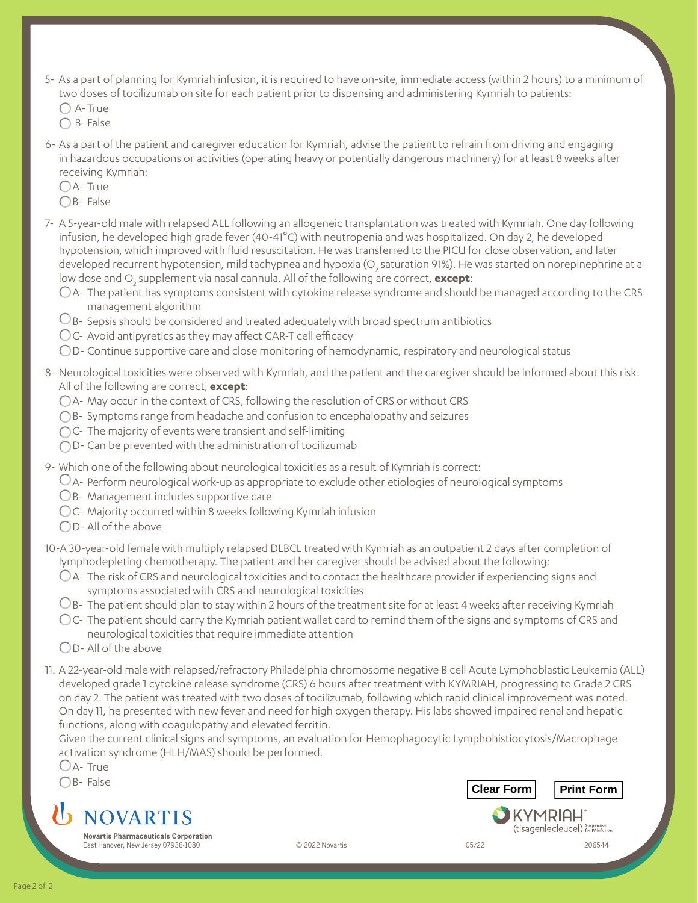5- As a part of planning for Kymriah infusion, it is required to have on-site, immediate access (within 2 hours) to a minimum of two doses of tocilizumab on site for each patient prior to dispensing and administering Kymriah to patients:

- ◯ A- True
- ◯ B- False

6- As a part of the patient and caregiver education for Kymriah, advise the patient to refrain from driving and engaging in hazardous occupations or activities (operating heavy or potentially dangerous machinery) for at least 8 weeks after receiving Kymriah:

- ◯ A- True
- ◯ B- False

7- A 5-year-old male with relapsed ALL following an allogeneic transplantation was treated with Kymriah. One day following infusion, he developed high grade fever (40-41°C) with neutropenia and was hospitalized. On day 2, he developed hypotension, which improved with fluid resuscitation. He was transferred to the PICU for close observation, and later developed recurrent hypotension, mild tachypnea and hypoxia ($O_2$ saturation 91%). He was started on norepinephrine at a low dose and $O_2$ supplement via nasal cannula. All of the following are correct, **except**:

- ◯ A- The patient has symptoms consistent with cytokine release syndrome and should be managed according to the CRS management algorithm
- ◯ B- Sepsis should be considered and treated adequately with broad spectrum antibiotics
- ◯ C- Avoid antipyretics as they may affect CAR-T cell efficacy
- ◯ D- Continue supportive care and close monitoring of hemodynamic, respiratory and neurological status

8- Neurological toxicities were observed with Kymriah, and the patient and the caregiver should be informed about this risk. All of the following are correct, **except**:

- ◯ A- May occur in the context of CRS, following the resolution of CRS or without CRS
- ◯ B- Symptoms range from headache and confusion to encephalopathy and seizures
- ◯ C- The majority of events were transient and self-limiting
- ◯ D- Can be prevented with the administration of tocilizumab

9- Which one of the following about neurological toxicities as a result of Kymriah is correct:

- ◯ A- Perform neurological work-up as appropriate to exclude other etiologies of neurological symptoms
- ◯ B- Management includes supportive care
- ◯ C- Majority occurred within 8 weeks following Kymriah infusion
- ◯ D- All of the above

10- A 30-year-old female with multiply relapsed DLBCL treated with Kymriah as an outpatient 2 days after completion of lymphodepleting chemotherapy. The patient and her caregiver should be advised about the following:

- ◯ A- The risk of CRS and neurological toxicities and to contact the healthcare provider if experiencing signs and symptoms associated with CRS and neurological toxicities
- ◯ B- The patient should plan to stay within 2 hours of the treatment site for at least 4 weeks after receiving Kymriah
- ◯ C- The patient should carry the Kymriah patient wallet card to remind them of the signs and symptoms of CRS and neurological toxicities that require immediate attention
- ◯ D- All of the above

11. A 22-year-old male with relapsed/refractory Philadelphia chromosome negative B cell Acute Lymphoblastic Leukemia (ALL) developed grade 1 cytokine release syndrome (CRS) 6 hours after treatment with KYMRIAH, progressing to Grade 2 CRS on day 2. The patient was treated with two doses of tocilizumab, following which rapid clinical improvement was noted. On day 11, he presented with new fever and need for high oxygen therapy. His labs showed impaired renal and hepatic functions, along with coagulopathy and elevated ferritin.
Given the current clinical signs and symptoms, an evaluation for Hemophagocytic Lymphohistiocytosis/Macrophage activation syndrome (HLH/MAS) should be performed.

- ◯ A- True
- ◯ B- False

Clear Form | Print Form

NOVARTIS

**Novartis Pharmaceuticals Corporation**
East Hanover, New Jersey 07936-1080

© 2022 Novartis

KYMRIAH® (tisagenlecleucel) Suspension for IV infusion

05/22 206544